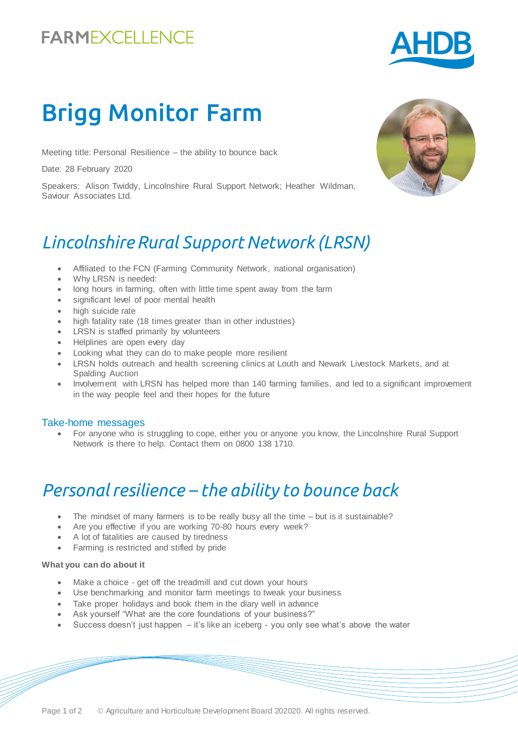FARMEXCELLENCE

AHDB

# Brigg Monitor Farm

Meeting title: Personal Resilience – the ability to bounce back

Date: 28 February 2020

Speakers: Alison Twiddy, Lincolnshire Rural Support Network; Heather Wildman, Saviour Associates Ltd.

## *Lincolnshire Rural Support Network (LRSN)*

- Affiliated to the FCN (Farming Community Network, national organisation)
- Why LRSN is needed:
- long hours in farming, often with little time spent away from the farm
- significant level of poor mental health
- high suicide rate
- high fatality rate (18 times greater than in other industries)
- LRSN is staffed primarily by volunteers
- Helplines are open every day
- Looking what they can do to make people more resilient
- LRSN holds outreach and health screening clinics at Louth and Newark Livestock Markets, and at Spalding Auction
- Involvement with LRSN has helped more than 140 farming families, and led to a significant improvement in the way people feel and their hopes for the future

### Take-home messages

- For anyone who is struggling to cope, either you or anyone you know, the Lincolnshire Rural Support Network is there to help. Contact them on 0800 138 1710.

## *Personal resilience – the ability to bounce back*

- The mindset of many farmers is to be really busy all the time – but is it sustainable?
- Are you effective if you are working 70-80 hours every week?
- A lot of fatalities are caused by tiredness
- Farming is restricted and stifled by pride

**What you can do about it**

- Make a choice - get off the treadmill and cut down your hours
- Use benchmarking and monitor farm meetings to tweak your business
- Take proper holidays and book them in the diary well in advance
- Ask yourself "What are the core foundations of your business?"
- Success doesn't just happen – it's like an iceberg - you only see what's above the water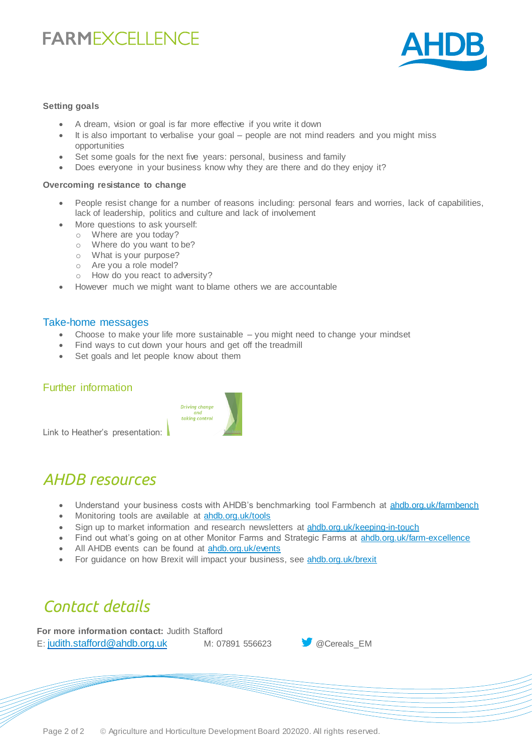#### Setting goals

- A dream, vision or goal is far more effective if you write it down
- It is also important to verbalise your goal – people are not mind readers and you might miss opportunities
- Set some goals for the next five years: personal, business and family
- Does everyone in your business know why they are there and do they enjoy it?

#### Overcoming resistance to change

- People resist change for a number of reasons including: personal fears and worries, lack of capabilities, lack of leadership, politics and culture and lack of involvement
- More questions to ask yourself:
  - Where are you today?
  - Where do you want to be?
  - What is your purpose?
  - Are you a role model?
  - How do you react to adversity?
- However much we might want to blame others we are accountable

## Take-home messages

- Choose to make your life more sustainable – you might need to change your mindset
- Find ways to cut down your hours and get off the treadmill
- Set goals and let people know about them

## Further information

Link to Heather's presentation: Driving change and taking control

# *AHDB resources*

- Understand your business costs with AHDB's benchmarking tool Farmbench at [ahdb.org.uk/farmbench](ahdb.org.uk/farmbench)
- Monitoring tools are available at [ahdb.org.uk/tools](ahdb.org.uk/tools)
- Sign up to market information and research newsletters at [ahdb.org.uk/keeping-in-touch](ahdb.org.uk/keeping-in-touch)
- Find out what's going on at other Monitor Farms and Strategic Farms at [ahdb.org.uk/farm-excellence](ahdb.org.uk/farm-excellence)
- All AHDB events can be found at [ahdb.org.uk/events](ahdb.org.uk/events)
- For guidance on how Brexit will impact your business, see [ahdb.org.uk/brexit](ahdb.org.uk/brexit)

# *Contact details*

**For more information contact:** Judith Stafford

E: [judith.stafford@ahdb.org.uk](mailto:judith.stafford@ahdb.org.uk) M: 07891 556623 @Cereals_EM

© Agriculture and Horticulture Development Board 202020. All rights reserved.